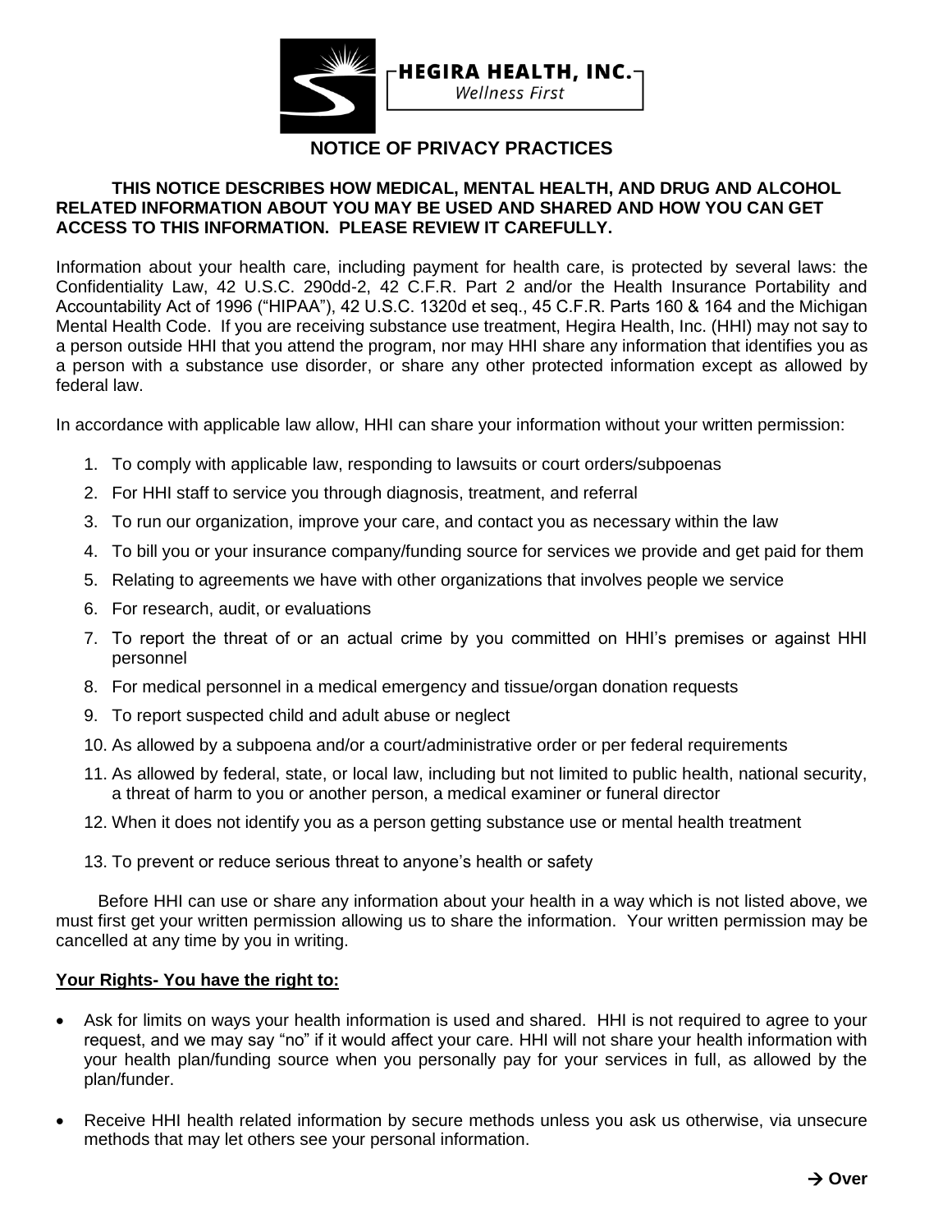HEGIRA HEALTH, INC.

*Wellness First*

# NOTICE OF PRIVACY PRACTICES

**THIS NOTICE DESCRIBES HOW MEDICAL, MENTAL HEALTH, AND DRUG AND ALCOHOL RELATED INFORMATION ABOUT YOU MAY BE USED AND SHARED AND HOW YOU CAN GET ACCESS TO THIS INFORMATION. PLEASE REVIEW IT CAREFULLY.**

Information about your health care, including payment for health care, is protected by several laws: the Confidentiality Law, 42 U.S.C. 290dd-2, 42 C.F.R. Part 2 and/or the Health Insurance Portability and Accountability Act of 1996 ("HIPAA"), 42 U.S.C. 1320d et seq., 45 C.F.R. Parts 160 & 164 and the Michigan Mental Health Code. If you are receiving substance use treatment, Hegira Health, Inc. (HHI) may not say to a person outside HHI that you attend the program, nor may HHI share any information that identifies you as a person with a substance use disorder, or share any other protected information except as allowed by federal law.

In accordance with applicable law allow, HHI can share your information without your written permission:

1. To comply with applicable law, responding to lawsuits or court orders/subpoenas
2. For HHI staff to service you through diagnosis, treatment, and referral
3. To run our organization, improve your care, and contact you as necessary within the law
4. To bill you or your insurance company/funding source for services we provide and get paid for them
5. Relating to agreements we have with other organizations that involves people we service
6. For research, audit, or evaluations
7. To report the threat of or an actual crime by you committed on HHI's premises or against HHI personnel
8. For medical personnel in a medical emergency and tissue/organ donation requests
9. To report suspected child and adult abuse or neglect
10. As allowed by a subpoena and/or a court/administrative order or per federal requirements
11. As allowed by federal, state, or local law, including but not limited to public health, national security, a threat of harm to you or another person, a medical examiner or funeral director
12. When it does not identify you as a person getting substance use or mental health treatment
13. To prevent or reduce serious threat to anyone's health or safety

Before HHI can use or share any information about your health in a way which is not listed above, we must first get your written permission allowing us to share the information. Your written permission may be cancelled at any time by you in writing.

**Your Rights- You have the right to:**

- Ask for limits on ways your health information is used and shared. HHI is not required to agree to your request, and we may say "no" if it would affect your care. HHI will not share your health information with your health plan/funding source when you personally pay for your services in full, as allowed by the plan/funder.
- Receive HHI health related information by secure methods unless you ask us otherwise, via unsecure methods that may let others see your personal information.

**→ Over**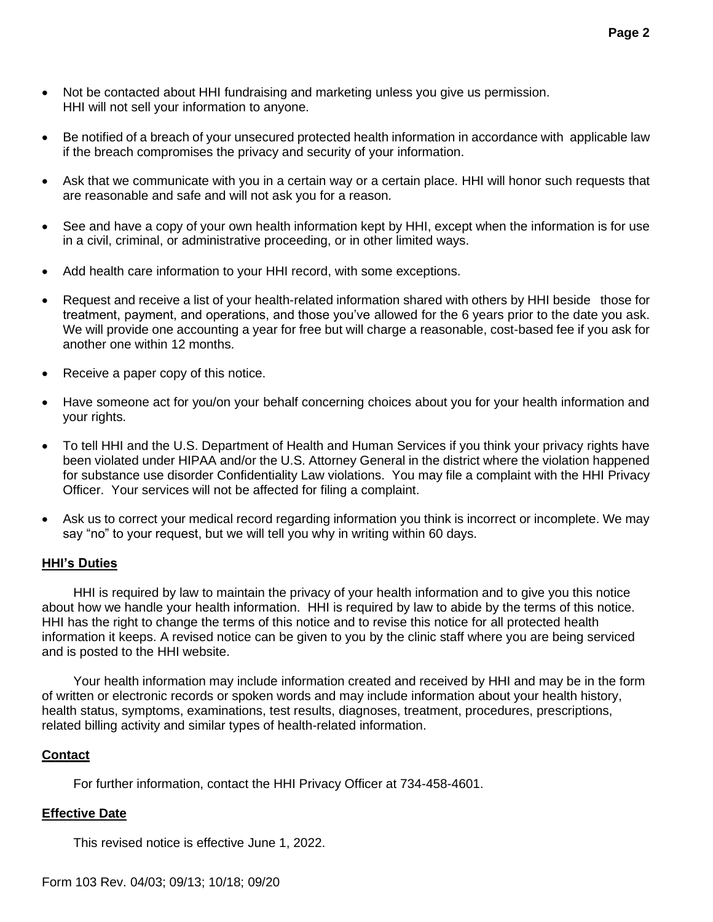- Not be contacted about HHI fundraising and marketing unless you give us permission.
  HHI will not sell your information to anyone.

- Be notified of a breach of your unsecured protected health information in accordance with applicable law if the breach compromises the privacy and security of your information.

- Ask that we communicate with you in a certain way or a certain place. HHI will honor such requests that are reasonable and safe and will not ask you for a reason.

- See and have a copy of your own health information kept by HHI, except when the information is for use in a civil, criminal, or administrative proceeding, or in other limited ways.

- Add health care information to your HHI record, with some exceptions.

- Request and receive a list of your health-related information shared with others by HHI beside those for treatment, payment, and operations, and those you've allowed for the 6 years prior to the date you ask. We will provide one accounting a year for free but will charge a reasonable, cost-based fee if you ask for another one within 12 months.

- Receive a paper copy of this notice.

- Have someone act for you/on your behalf concerning choices about you for your health information and your rights.

- To tell HHI and the U.S. Department of Health and Human Services if you think your privacy rights have been violated under HIPAA and/or the U.S. Attorney General in the district where the violation happened for substance use disorder Confidentiality Law violations. You may file a complaint with the HHI Privacy Officer. Your services will not be affected for filing a complaint.

- Ask us to correct your medical record regarding information you think is incorrect or incomplete. We may say "no" to your request, but we will tell you why in writing within 60 days.

## HHI's Duties

HHI is required by law to maintain the privacy of your health information and to give you this notice about how we handle your health information. HHI is required by law to abide by the terms of this notice. HHI has the right to change the terms of this notice and to revise this notice for all protected health information it keeps. A revised notice can be given to you by the clinic staff where you are being serviced and is posted to the HHI website.

Your health information may include information created and received by HHI and may be in the form of written or electronic records or spoken words and may include information about your health history, health status, symptoms, examinations, test results, diagnoses, treatment, procedures, prescriptions, related billing activity and similar types of health-related information.

## Contact

For further information, contact the HHI Privacy Officer at 734-458-4601.

## Effective Date

This revised notice is effective June 1, 2022.

Form 103 Rev. 04/03; 09/13; 10/18; 09/20